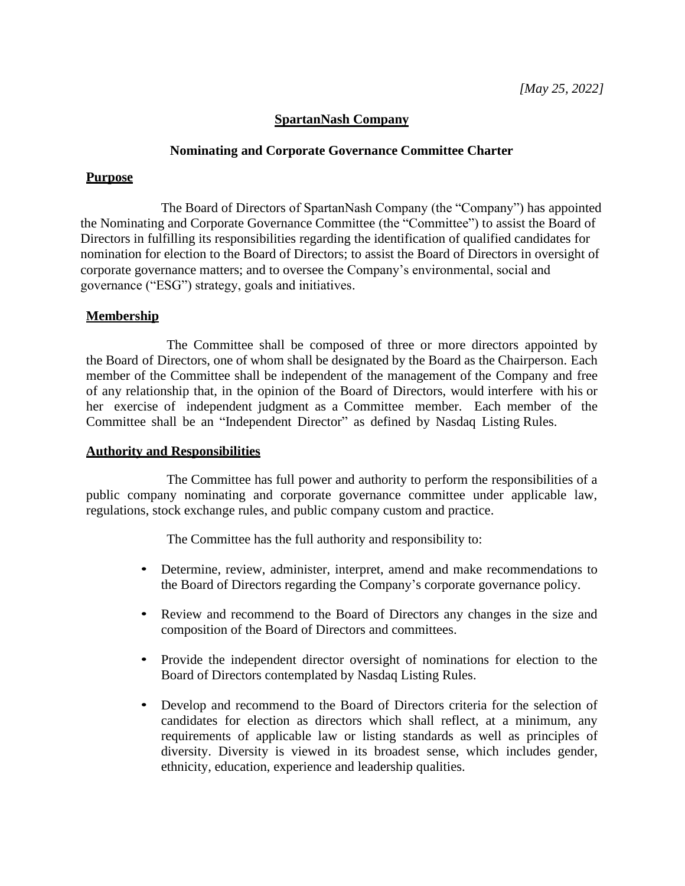*[May 25, 2022]*

# SpartanNash Company

## Nominating and Corporate Governance Committee Charter

### Purpose

The Board of Directors of SpartanNash Company (the "Company") has appointed the Nominating and Corporate Governance Committee (the "Committee") to assist the Board of Directors in fulfilling its responsibilities regarding the identification of qualified candidates for nomination for election to the Board of Directors; to assist the Board of Directors in oversight of corporate governance matters; and to oversee the Company's environmental, social and governance ("ESG") strategy, goals and initiatives.

### Membership

The Committee shall be composed of three or more directors appointed by the Board of Directors, one of whom shall be designated by the Board as the Chairperson. Each member of the Committee shall be independent of the management of the Company and free of any relationship that, in the opinion of the Board of Directors, would interfere with his or her exercise of independent judgment as a Committee member. Each member of the Committee shall be an "Independent Director" as defined by Nasdaq Listing Rules.

### Authority and Responsibilities

The Committee has full power and authority to perform the responsibilities of a public company nominating and corporate governance committee under applicable law, regulations, stock exchange rules, and public company custom and practice.

The Committee has the full authority and responsibility to:

- Determine, review, administer, interpret, amend and make recommendations to the Board of Directors regarding the Company's corporate governance policy.
- Review and recommend to the Board of Directors any changes in the size and composition of the Board of Directors and committees.
- Provide the independent director oversight of nominations for election to the Board of Directors contemplated by Nasdaq Listing Rules.
- Develop and recommend to the Board of Directors criteria for the selection of candidates for election as directors which shall reflect, at a minimum, any requirements of applicable law or listing standards as well as principles of diversity. Diversity is viewed in its broadest sense, which includes gender, ethnicity, education, experience and leadership qualities.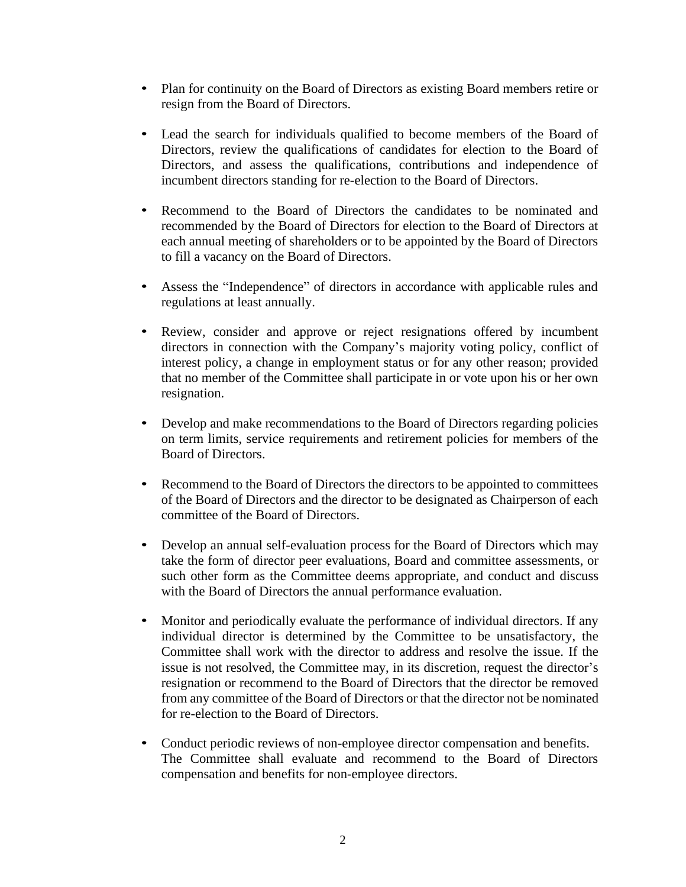- Plan for continuity on the Board of Directors as existing Board members retire or resign from the Board of Directors.

- Lead the search for individuals qualified to become members of the Board of Directors, review the qualifications of candidates for election to the Board of Directors, and assess the qualifications, contributions and independence of incumbent directors standing for re-election to the Board of Directors.

- Recommend to the Board of Directors the candidates to be nominated and recommended by the Board of Directors for election to the Board of Directors at each annual meeting of shareholders or to be appointed by the Board of Directors to fill a vacancy on the Board of Directors.

- Assess the "Independence" of directors in accordance with applicable rules and regulations at least annually.

- Review, consider and approve or reject resignations offered by incumbent directors in connection with the Company's majority voting policy, conflict of interest policy, a change in employment status or for any other reason; provided that no member of the Committee shall participate in or vote upon his or her own resignation.

- Develop and make recommendations to the Board of Directors regarding policies on term limits, service requirements and retirement policies for members of the Board of Directors.

- Recommend to the Board of Directors the directors to be appointed to committees of the Board of Directors and the director to be designated as Chairperson of each committee of the Board of Directors.

- Develop an annual self-evaluation process for the Board of Directors which may take the form of director peer evaluations, Board and committee assessments, or such other form as the Committee deems appropriate, and conduct and discuss with the Board of Directors the annual performance evaluation.

- Monitor and periodically evaluate the performance of individual directors. If any individual director is determined by the Committee to be unsatisfactory, the Committee shall work with the director to address and resolve the issue. If the issue is not resolved, the Committee may, in its discretion, request the director's resignation or recommend to the Board of Directors that the director be removed from any committee of the Board of Directors or that the director not be nominated for re-election to the Board of Directors.

- Conduct periodic reviews of non-employee director compensation and benefits. The Committee shall evaluate and recommend to the Board of Directors compensation and benefits for non-employee directors.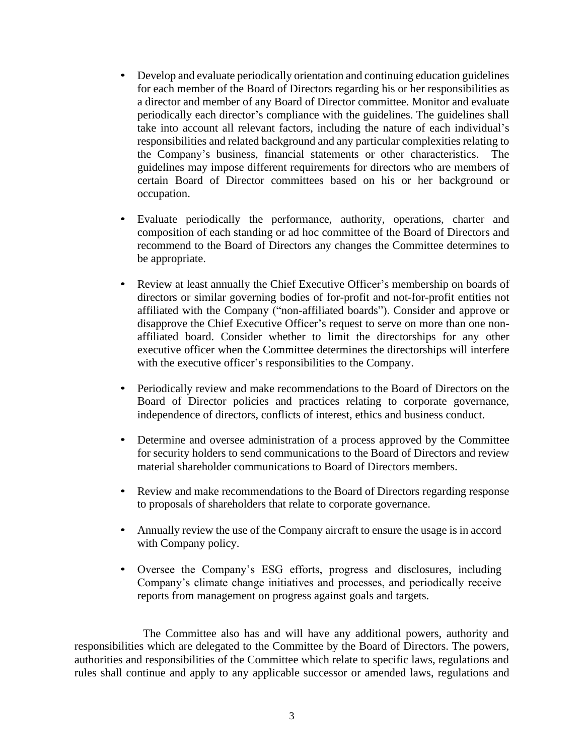- Develop and evaluate periodically orientation and continuing education guidelines for each member of the Board of Directors regarding his or her responsibilities as a director and member of any Board of Director committee. Monitor and evaluate periodically each director's compliance with the guidelines. The guidelines shall take into account all relevant factors, including the nature of each individual's responsibilities and related background and any particular complexities relating to the Company's business, financial statements or other characteristics. The guidelines may impose different requirements for directors who are members of certain Board of Director committees based on his or her background or occupation.

- Evaluate periodically the performance, authority, operations, charter and composition of each standing or ad hoc committee of the Board of Directors and recommend to the Board of Directors any changes the Committee determines to be appropriate.

- Review at least annually the Chief Executive Officer's membership on boards of directors or similar governing bodies of for-profit and not-for-profit entities not affiliated with the Company ("non-affiliated boards"). Consider and approve or disapprove the Chief Executive Officer's request to serve on more than one non-affiliated board. Consider whether to limit the directorships for any other executive officer when the Committee determines the directorships will interfere with the executive officer's responsibilities to the Company.

- Periodically review and make recommendations to the Board of Directors on the Board of Director policies and practices relating to corporate governance, independence of directors, conflicts of interest, ethics and business conduct.

- Determine and oversee administration of a process approved by the Committee for security holders to send communications to the Board of Directors and review material shareholder communications to Board of Directors members.

- Review and make recommendations to the Board of Directors regarding response to proposals of shareholders that relate to corporate governance.

- Annually review the use of the Company aircraft to ensure the usage is in accord with Company policy.

- Oversee the Company's ESG efforts, progress and disclosures, including Company's climate change initiatives and processes, and periodically receive reports from management on progress against goals and targets.

The Committee also has and will have any additional powers, authority and responsibilities which are delegated to the Committee by the Board of Directors. The powers, authorities and responsibilities of the Committee which relate to specific laws, regulations and rules shall continue and apply to any applicable successor or amended laws, regulations and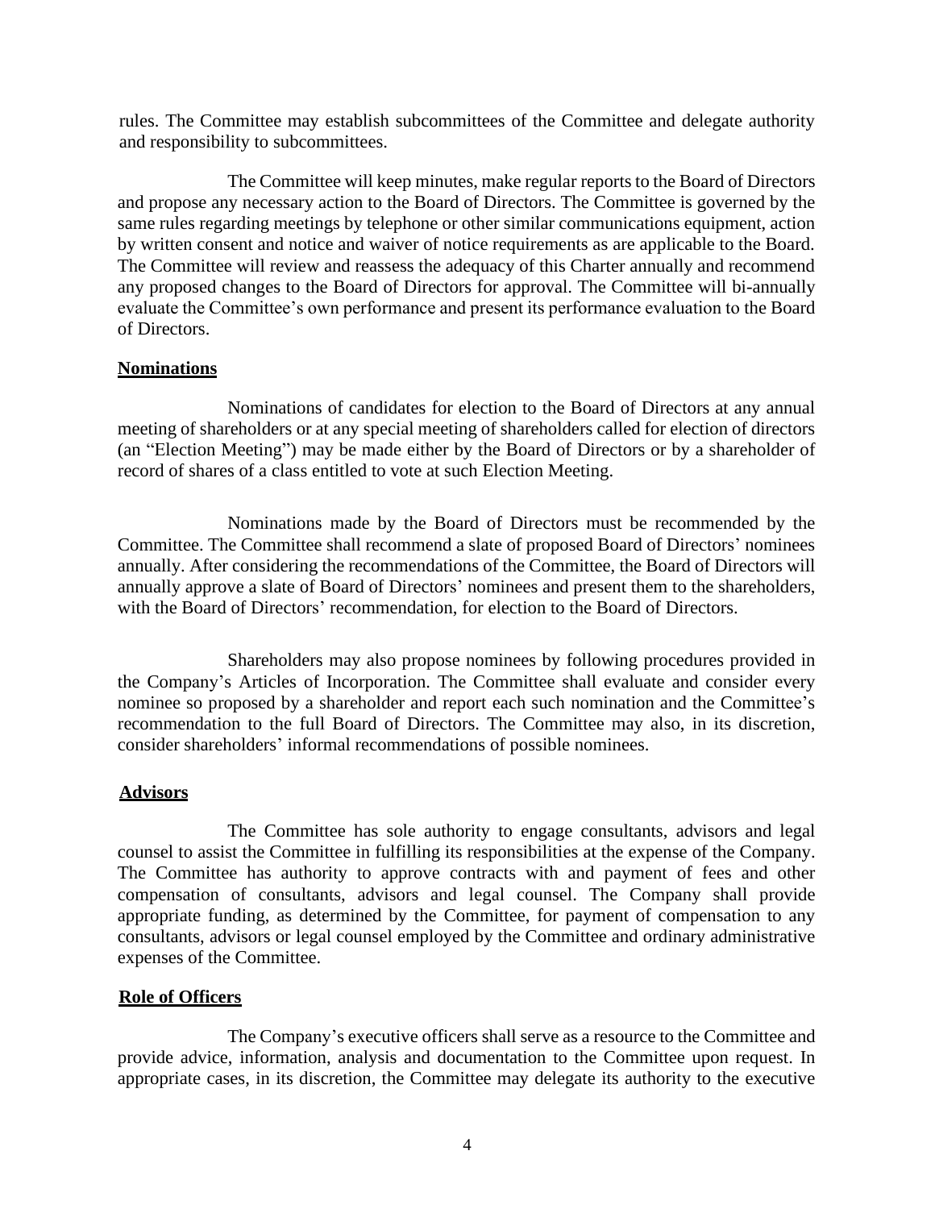rules. The Committee may establish subcommittees of the Committee and delegate authority and responsibility to subcommittees.

The Committee will keep minutes, make regular reports to the Board of Directors and propose any necessary action to the Board of Directors. The Committee is governed by the same rules regarding meetings by telephone or other similar communications equipment, action by written consent and notice and waiver of notice requirements as are applicable to the Board. The Committee will review and reassess the adequacy of this Charter annually and recommend any proposed changes to the Board of Directors for approval. The Committee will bi-annually evaluate the Committee's own performance and present its performance evaluation to the Board of Directors.

**Nominations**

Nominations of candidates for election to the Board of Directors at any annual meeting of shareholders or at any special meeting of shareholders called for election of directors (an "Election Meeting") may be made either by the Board of Directors or by a shareholder of record of shares of a class entitled to vote at such Election Meeting.

Nominations made by the Board of Directors must be recommended by the Committee. The Committee shall recommend a slate of proposed Board of Directors' nominees annually. After considering the recommendations of the Committee, the Board of Directors will annually approve a slate of Board of Directors' nominees and present them to the shareholders, with the Board of Directors' recommendation, for election to the Board of Directors.

Shareholders may also propose nominees by following procedures provided in the Company's Articles of Incorporation. The Committee shall evaluate and consider every nominee so proposed by a shareholder and report each such nomination and the Committee's recommendation to the full Board of Directors. The Committee may also, in its discretion, consider shareholders' informal recommendations of possible nominees.

**Advisors**

The Committee has sole authority to engage consultants, advisors and legal counsel to assist the Committee in fulfilling its responsibilities at the expense of the Company. The Committee has authority to approve contracts with and payment of fees and other compensation of consultants, advisors and legal counsel. The Company shall provide appropriate funding, as determined by the Committee, for payment of compensation to any consultants, advisors or legal counsel employed by the Committee and ordinary administrative expenses of the Committee.

**Role of Officers**

The Company's executive officers shall serve as a resource to the Committee and provide advice, information, analysis and documentation to the Committee upon request. In appropriate cases, in its discretion, the Committee may delegate its authority to the executive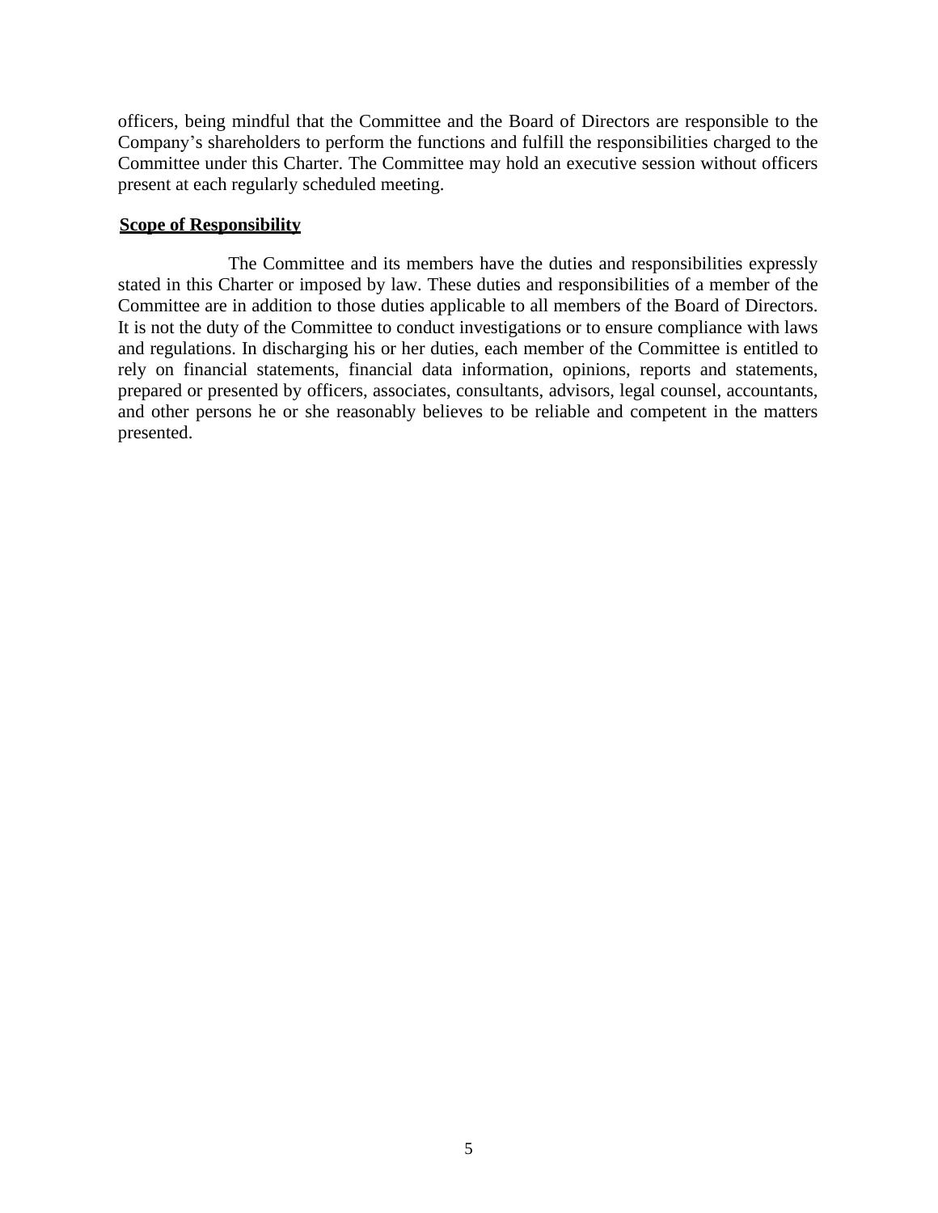officers, being mindful that the Committee and the Board of Directors are responsible to the Company's shareholders to perform the functions and fulfill the responsibilities charged to the Committee under this Charter. The Committee may hold an executive session without officers present at each regularly scheduled meeting.

**Scope of Responsibility**

The Committee and its members have the duties and responsibilities expressly stated in this Charter or imposed by law. These duties and responsibilities of a member of the Committee are in addition to those duties applicable to all members of the Board of Directors. It is not the duty of the Committee to conduct investigations or to ensure compliance with laws and regulations. In discharging his or her duties, each member of the Committee is entitled to rely on financial statements, financial data information, opinions, reports and statements, prepared or presented by officers, associates, consultants, advisors, legal counsel, accountants, and other persons he or she reasonably believes to be reliable and competent in the matters presented.